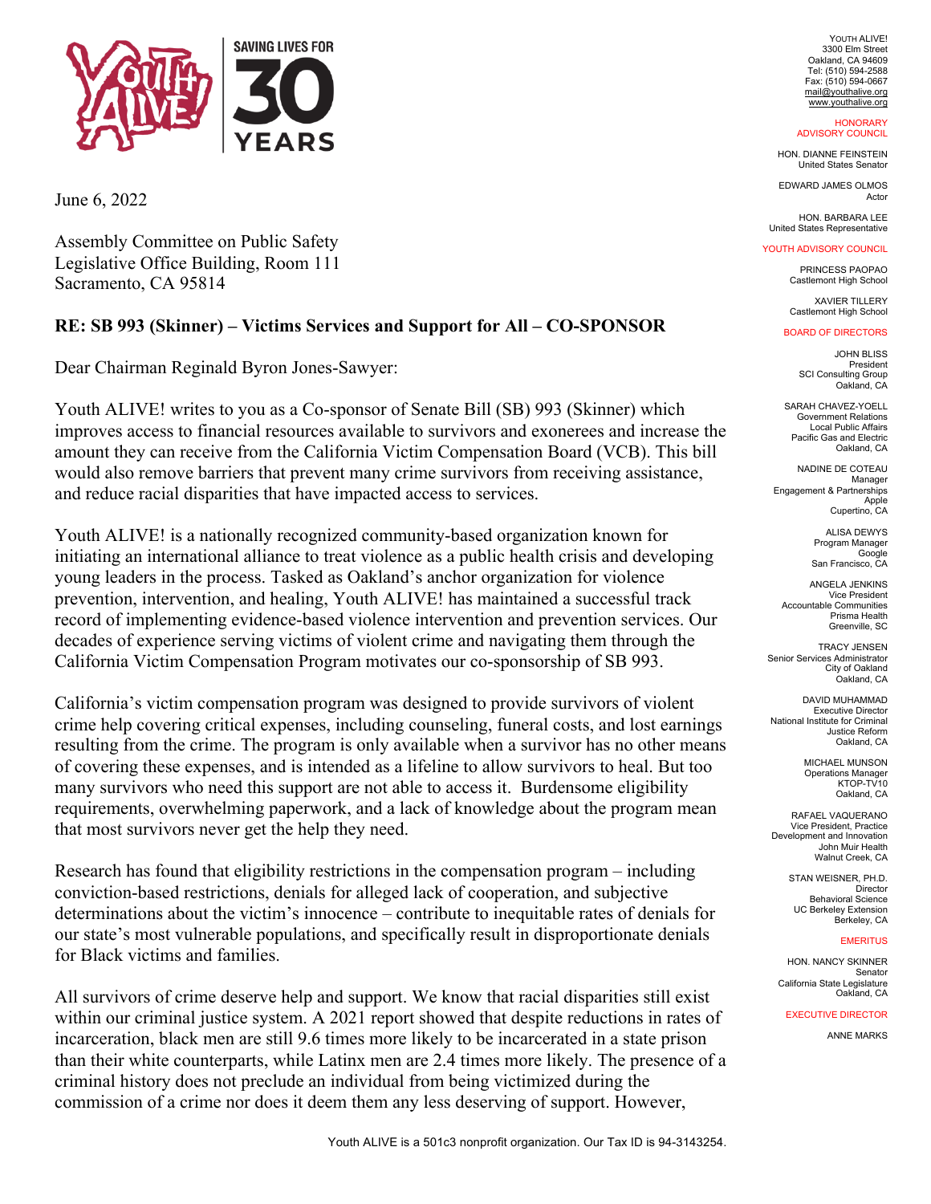SAVING LIVES FOR 30 YEARS

YOUTH ALIVE!
3300 Elm Street
Oakland, CA 94609
Tel: (510) 594-2588
Fax: (510) 594-0667
mail@youthalive.org
www.youthalive.org

HONORARY ADVISORY COUNCIL

HON. DIANNE FEINSTEIN
United States Senator

EDWARD JAMES OLMOS
Actor

HON. BARBARA LEE
United States Representative

YOUTH ADVISORY COUNCIL

PRINCESS PAOPAO
Castlemont High School

XAVIER TILLERY
Castlemont High School

BOARD OF DIRECTORS

JOHN BLISS
President
SCI Consulting Group
Oakland, CA

SARAH CHAVEZ-YOELL
Government Relations
Local Public Affairs
Pacific Gas and Electric
Oakland, CA

NADINE DE COTEAU
Manager
Engagement & Partnerships
Apple
Cupertino, CA

ALISA DEWYS
Program Manager
Google
San Francisco, CA

ANGELA JENKINS
Vice President
Accountable Communities
Prisma Health
Greenville, SC

TRACY JENSEN
Senior Services Administrator
City of Oakland
Oakland, CA

DAVID MUHAMMAD
Executive Director
National Institute for Criminal Justice Reform
Oakland, CA

MICHAEL MUNSON
Operations Manager
KTOP-TV10
Oakland, CA

RAFAEL VAQUERANO
Vice President, Practice Development and Innovation
John Muir Health
Walnut Creek, CA

STAN WEISNER, PH.D.
Director
Behavioral Science
UC Berkeley Extension
Berkeley, CA

EMERITUS

HON. NANCY SKINNER
Senator
California State Legislature
Oakland, CA

EXECUTIVE DIRECTOR

ANNE MARKS

June 6, 2022

Assembly Committee on Public Safety
Legislative Office Building, Room 111
Sacramento, CA 95814

**RE: SB 993 (Skinner) – Victims Services and Support for All – CO-SPONSOR**

Dear Chairman Reginald Byron Jones-Sawyer:

Youth ALIVE! writes to you as a Co-sponsor of Senate Bill (SB) 993 (Skinner) which improves access to financial resources available to survivors and exonerees and increase the amount they can receive from the California Victim Compensation Board (VCB). This bill would also remove barriers that prevent many crime survivors from receiving assistance, and reduce racial disparities that have impacted access to services.

Youth ALIVE! is a nationally recognized community-based organization known for initiating an international alliance to treat violence as a public health crisis and developing young leaders in the process. Tasked as Oakland's anchor organization for violence prevention, intervention, and healing, Youth ALIVE! has maintained a successful track record of implementing evidence-based violence intervention and prevention services. Our decades of experience serving victims of violent crime and navigating them through the California Victim Compensation Program motivates our co-sponsorship of SB 993.

California's victim compensation program was designed to provide survivors of violent crime help covering critical expenses, including counseling, funeral costs, and lost earnings resulting from the crime. The program is only available when a survivor has no other means of covering these expenses, and is intended as a lifeline to allow survivors to heal. But too many survivors who need this support are not able to access it. Burdensome eligibility requirements, overwhelming paperwork, and a lack of knowledge about the program mean that most survivors never get the help they need.

Research has found that eligibility restrictions in the compensation program – including conviction-based restrictions, denials for alleged lack of cooperation, and subjective determinations about the victim's innocence – contribute to inequitable rates of denials for our state's most vulnerable populations, and specifically result in disproportionate denials for Black victims and families.

All survivors of crime deserve help and support. We know that racial disparities still exist within our criminal justice system. A 2021 report showed that despite reductions in rates of incarceration, black men are still 9.6 times more likely to be incarcerated in a state prison than their white counterparts, while Latinx men are 2.4 times more likely. The presence of a criminal history does not preclude an individual from being victimized during the commission of a crime nor does it deem them any less deserving of support. However,

Youth ALIVE is a 501c3 nonprofit organization. Our Tax ID is 94-3143254.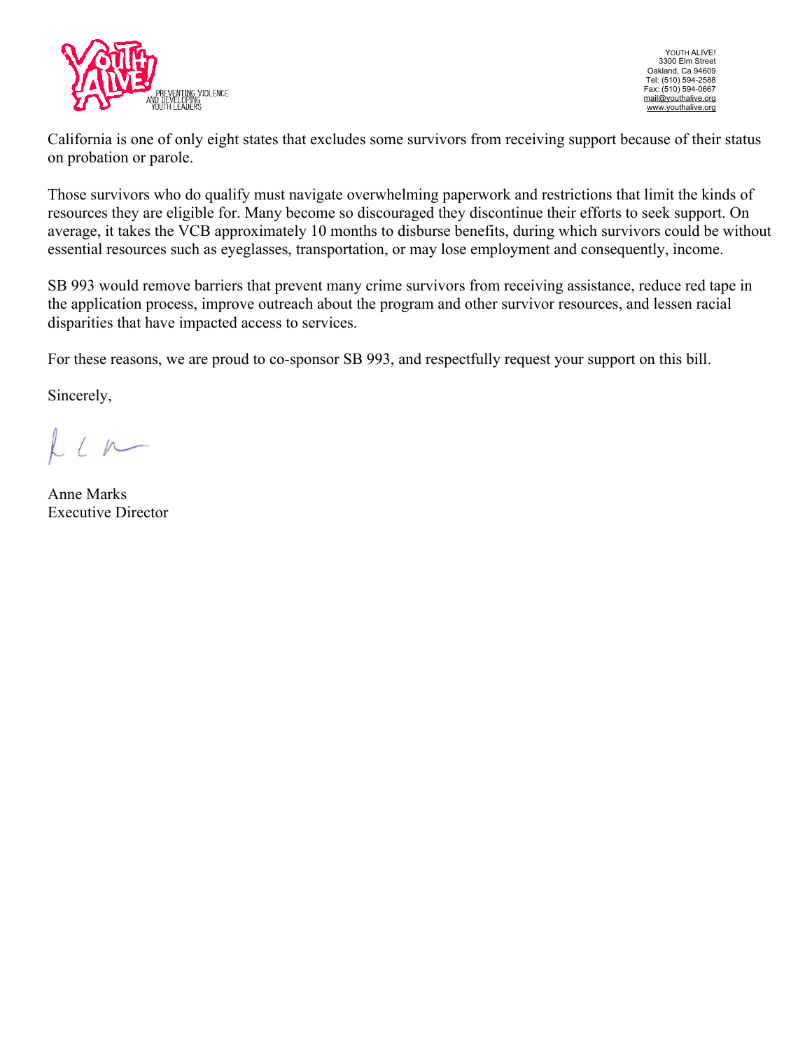YOUTH ALIVE!
3300 Elm Street
Oakland, Ca 94609
Tel: (510) 594-2588
Fax: (510) 594-0667
mail@youthalive.org
www.youthalive.org

California is one of only eight states that excludes some survivors from receiving support because of their status on probation or parole.

Those survivors who do qualify must navigate overwhelming paperwork and restrictions that limit the kinds of resources they are eligible for. Many become so discouraged they discontinue their efforts to seek support. On average, it takes the VCB approximately 10 months to disburse benefits, during which survivors could be without essential resources such as eyeglasses, transportation, or may lose employment and consequently, income.

SB 993 would remove barriers that prevent many crime survivors from receiving assistance, reduce red tape in the application process, improve outreach about the program and other survivor resources, and lessen racial disparities that have impacted access to services.

For these reasons, we are proud to co-sponsor SB 993, and respectfully request your support on this bill.

Sincerely,

Anne Marks
Executive Director